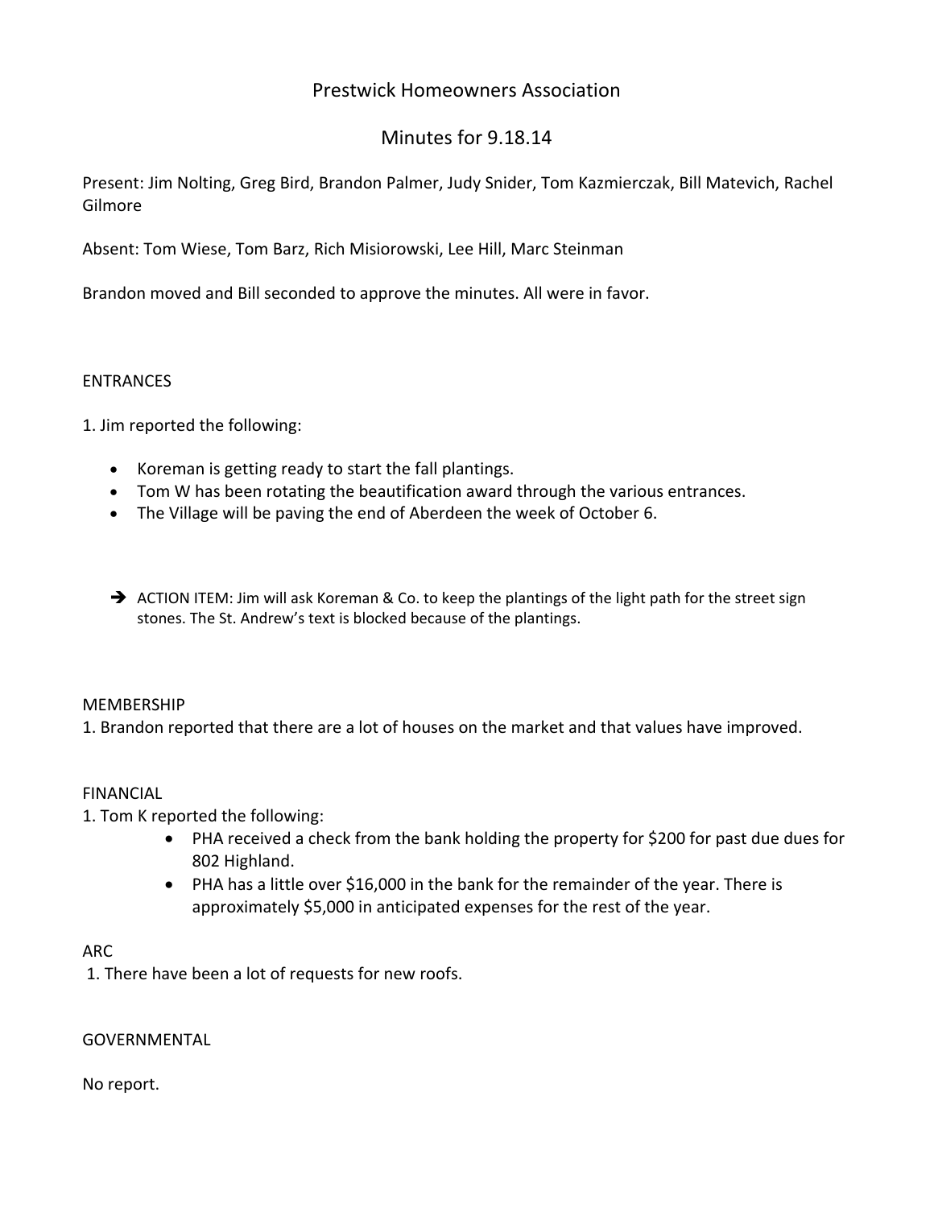# Prestwick Homeowners Association

## Minutes for 9.18.14

Present: Jim Nolting, Greg Bird, Brandon Palmer, Judy Snider, Tom Kazmierczak, Bill Matevich, Rachel Gilmore

Absent: Tom Wiese, Tom Barz, Rich Misiorowski, Lee Hill, Marc Steinman

Brandon moved and Bill seconded to approve the minutes. All were in favor.

ENTRANCES

1. Jim reported the following:

- Koreman is getting ready to start the fall plantings.
- Tom W has been rotating the beautification award through the various entrances.
- The Village will be paving the end of Aberdeen the week of October 6.

➔ ACTION ITEM: Jim will ask Koreman & Co. to keep the plantings of the light path for the street sign stones. The St. Andrew's text is blocked because of the plantings.

MEMBERSHIP

1. Brandon reported that there are a lot of houses on the market and that values have improved.

FINANCIAL

1. Tom K reported the following:
   - PHA received a check from the bank holding the property for $200 for past due dues for 802 Highland.
   - PHA has a little over $16,000 in the bank for the remainder of the year. There is approximately $5,000 in anticipated expenses for the rest of the year.

ARC

1. There have been a lot of requests for new roofs.

GOVERNMENTAL

No report.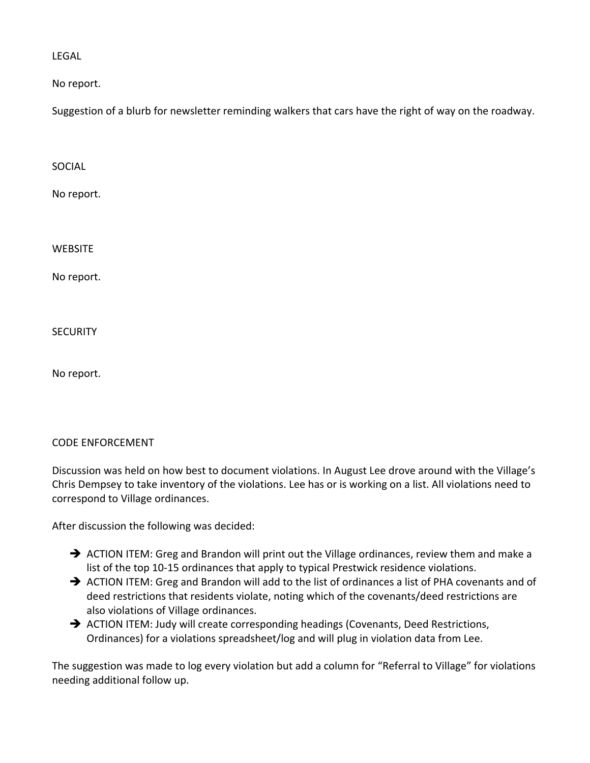## LEGAL

No report.

Suggestion of a blurb for newsletter reminding walkers that cars have the right of way on the roadway.

## SOCIAL

No report.

## WEBSITE

No report.

## SECURITY

No report.

## CODE ENFORCEMENT

Discussion was held on how best to document violations. In August Lee drove around with the Village's Chris Dempsey to take inventory of the violations. Lee has or is working on a list. All violations need to correspond to Village ordinances.

After discussion the following was decided:

- ➔ ACTION ITEM: Greg and Brandon will print out the Village ordinances, review them and make a list of the top 10-15 ordinances that apply to typical Prestwick residence violations.
- ➔ ACTION ITEM: Greg and Brandon will add to the list of ordinances a list of PHA covenants and of deed restrictions that residents violate, noting which of the covenants/deed restrictions are also violations of Village ordinances.
- ➔ ACTION ITEM: Judy will create corresponding headings (Covenants, Deed Restrictions, Ordinances) for a violations spreadsheet/log and will plug in violation data from Lee.

The suggestion was made to log every violation but add a column for "Referral to Village" for violations needing additional follow up.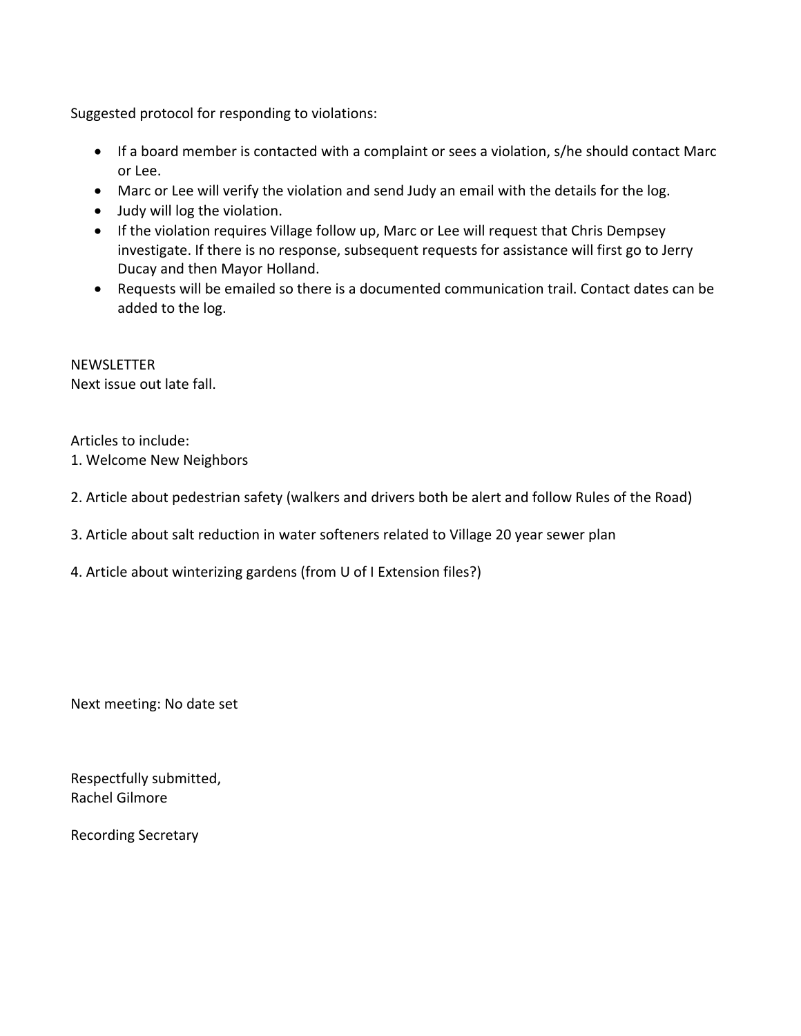Suggested protocol for responding to violations:

- If a board member is contacted with a complaint or sees a violation, s/he should contact Marc or Lee.
- Marc or Lee will verify the violation and send Judy an email with the details for the log.
- Judy will log the violation.
- If the violation requires Village follow up, Marc or Lee will request that Chris Dempsey investigate. If there is no response, subsequent requests for assistance will first go to Jerry Ducay and then Mayor Holland.
- Requests will be emailed so there is a documented communication trail. Contact dates can be added to the log.

NEWSLETTER
Next issue out late fall.

Articles to include:
1. Welcome New Neighbors

2. Article about pedestrian safety (walkers and drivers both be alert and follow Rules of the Road)

3. Article about salt reduction in water softeners related to Village 20 year sewer plan

4. Article about winterizing gardens (from U of I Extension files?)

Next meeting: No date set

Respectfully submitted,
Rachel Gilmore

Recording Secretary